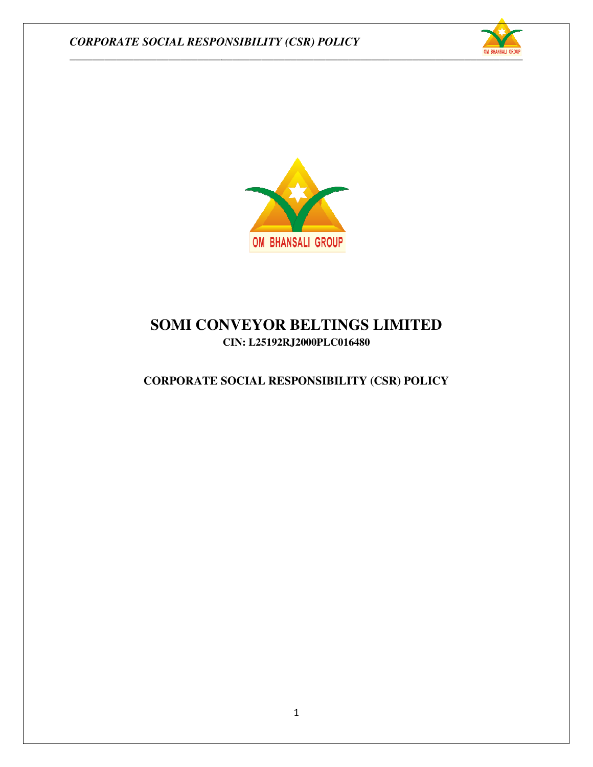OM BHANSALI GROUP

# SOMI CONVEYOR BELTINGS LIMITED

**CIN: L25192RJ2000PLC016480**

## CORPORATE SOCIAL RESPONSIBILITY (CSR) POLICY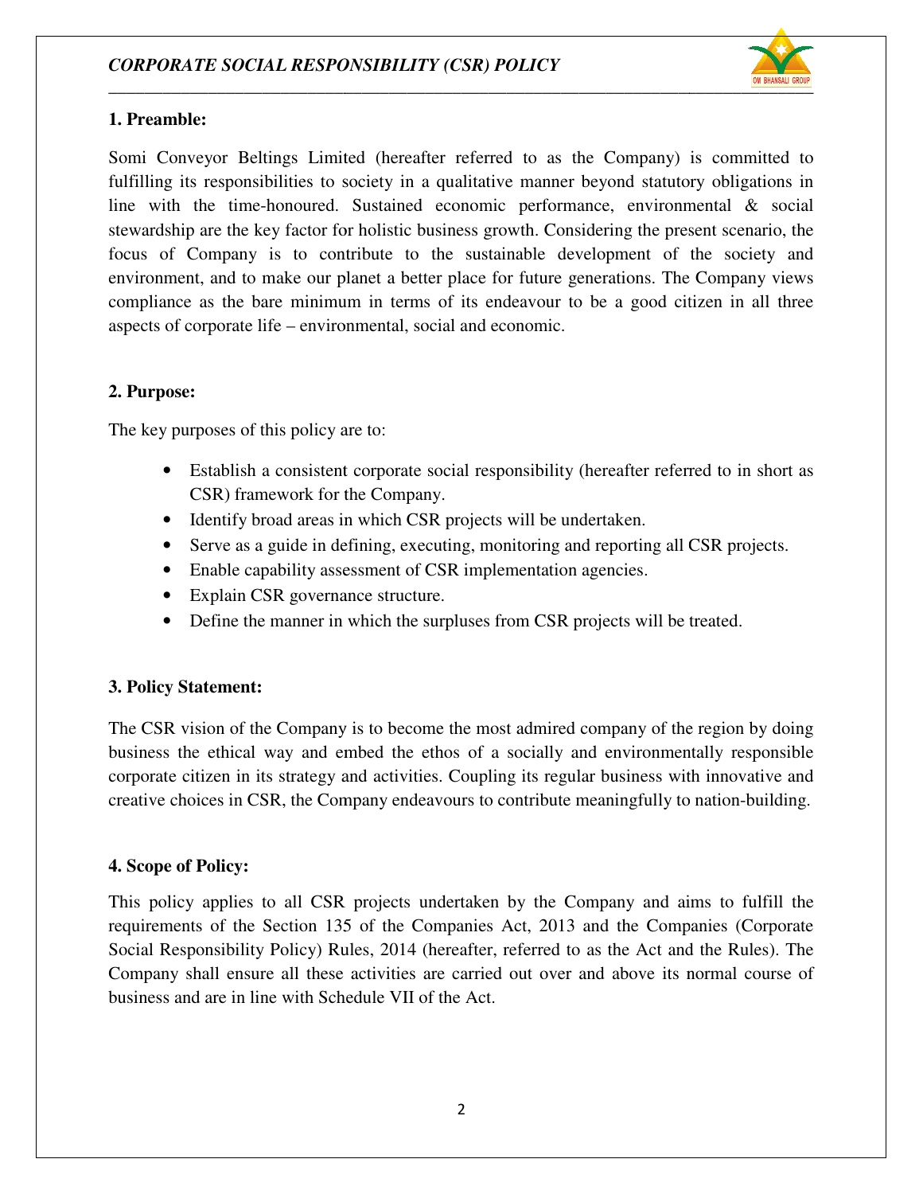## 1. Preamble:

Somi Conveyor Beltings Limited (hereafter referred to as the Company) is committed to fulfilling its responsibilities to society in a qualitative manner beyond statutory obligations in line with the time-honoured. Sustained economic performance, environmental & social stewardship are the key factor for holistic business growth. Considering the present scenario, the focus of Company is to contribute to the sustainable development of the society and environment, and to make our planet a better place for future generations. The Company views compliance as the bare minimum in terms of its endeavour to be a good citizen in all three aspects of corporate life – environmental, social and economic.

## 2. Purpose:

The key purposes of this policy are to:

- Establish a consistent corporate social responsibility (hereafter referred to in short as CSR) framework for the Company.
- Identify broad areas in which CSR projects will be undertaken.
- Serve as a guide in defining, executing, monitoring and reporting all CSR projects.
- Enable capability assessment of CSR implementation agencies.
- Explain CSR governance structure.
- Define the manner in which the surpluses from CSR projects will be treated.

## 3. Policy Statement:

The CSR vision of the Company is to become the most admired company of the region by doing business the ethical way and embed the ethos of a socially and environmentally responsible corporate citizen in its strategy and activities. Coupling its regular business with innovative and creative choices in CSR, the Company endeavours to contribute meaningfully to nation-building.

## 4. Scope of Policy:

This policy applies to all CSR projects undertaken by the Company and aims to fulfill the requirements of the Section 135 of the Companies Act, 2013 and the Companies (Corporate Social Responsibility Policy) Rules, 2014 (hereafter, referred to as the Act and the Rules). The Company shall ensure all these activities are carried out over and above its normal course of business and are in line with Schedule VII of the Act.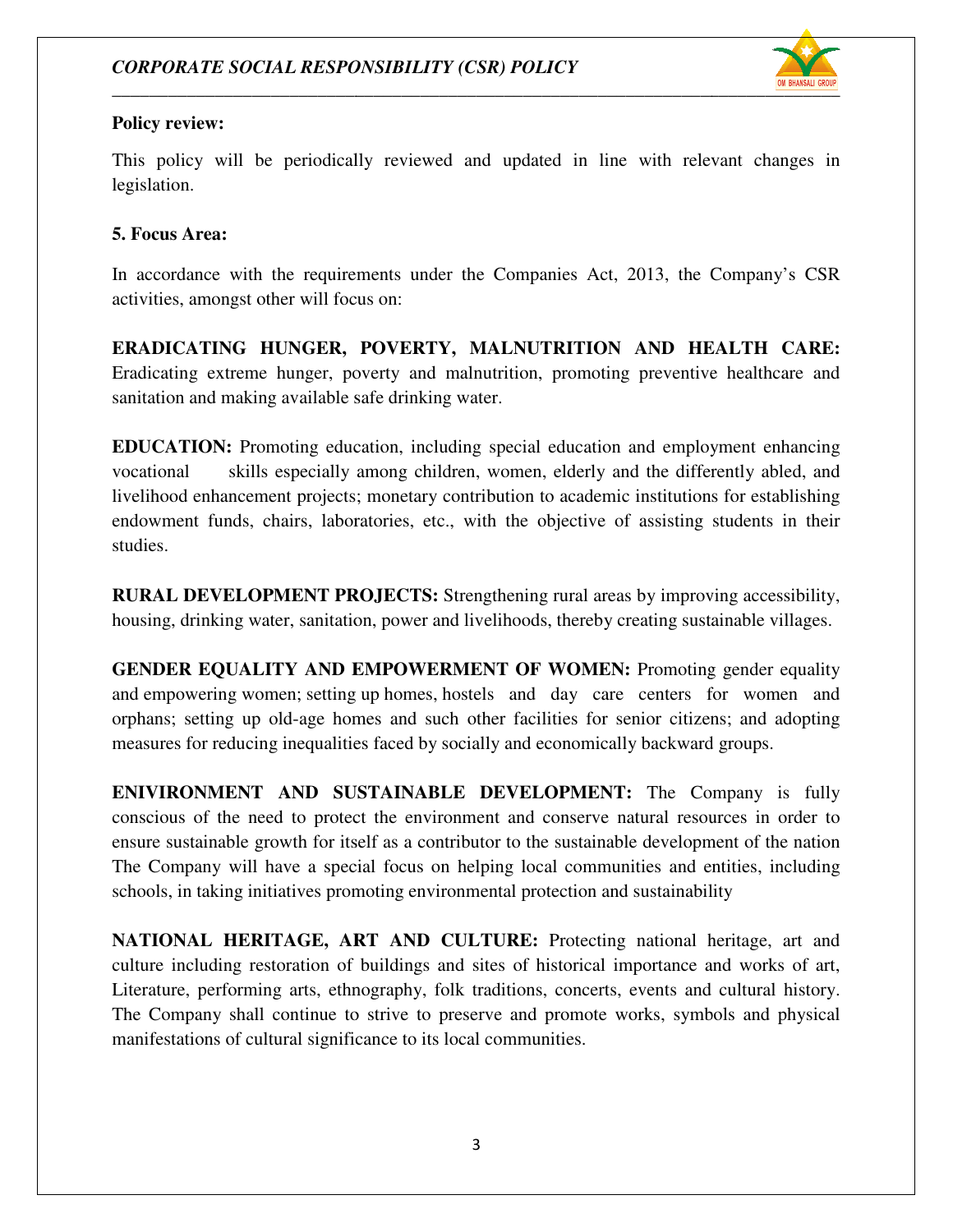**Policy review:**

This policy will be periodically reviewed and updated in line with relevant changes in legislation.

**5. Focus Area:**

In accordance with the requirements under the Companies Act, 2013, the Company's CSR activities, amongst other will focus on:

**ERADICATING HUNGER, POVERTY, MALNUTRITION AND HEALTH CARE:** Eradicating extreme hunger, poverty and malnutrition, promoting preventive healthcare and sanitation and making available safe drinking water.

**EDUCATION:** Promoting education, including special education and employment enhancing vocational skills especially among children, women, elderly and the differently abled, and livelihood enhancement projects; monetary contribution to academic institutions for establishing endowment funds, chairs, laboratories, etc., with the objective of assisting students in their studies.

**RURAL DEVELOPMENT PROJECTS:** Strengthening rural areas by improving accessibility, housing, drinking water, sanitation, power and livelihoods, thereby creating sustainable villages.

**GENDER EQUALITY AND EMPOWERMENT OF WOMEN:** Promoting gender equality and empowering women; setting up homes, hostels and day care centers for women and orphans; setting up old-age homes and such other facilities for senior citizens; and adopting measures for reducing inequalities faced by socially and economically backward groups.

**ENIVIRONMENT AND SUSTAINABLE DEVELOPMENT:** The Company is fully conscious of the need to protect the environment and conserve natural resources in order to ensure sustainable growth for itself as a contributor to the sustainable development of the nation The Company will have a special focus on helping local communities and entities, including schools, in taking initiatives promoting environmental protection and sustainability

**NATIONAL HERITAGE, ART AND CULTURE:** Protecting national heritage, art and culture including restoration of buildings and sites of historical importance and works of art, Literature, performing arts, ethnography, folk traditions, concerts, events and cultural history. The Company shall continue to strive to preserve and promote works, symbols and physical manifestations of cultural significance to its local communities.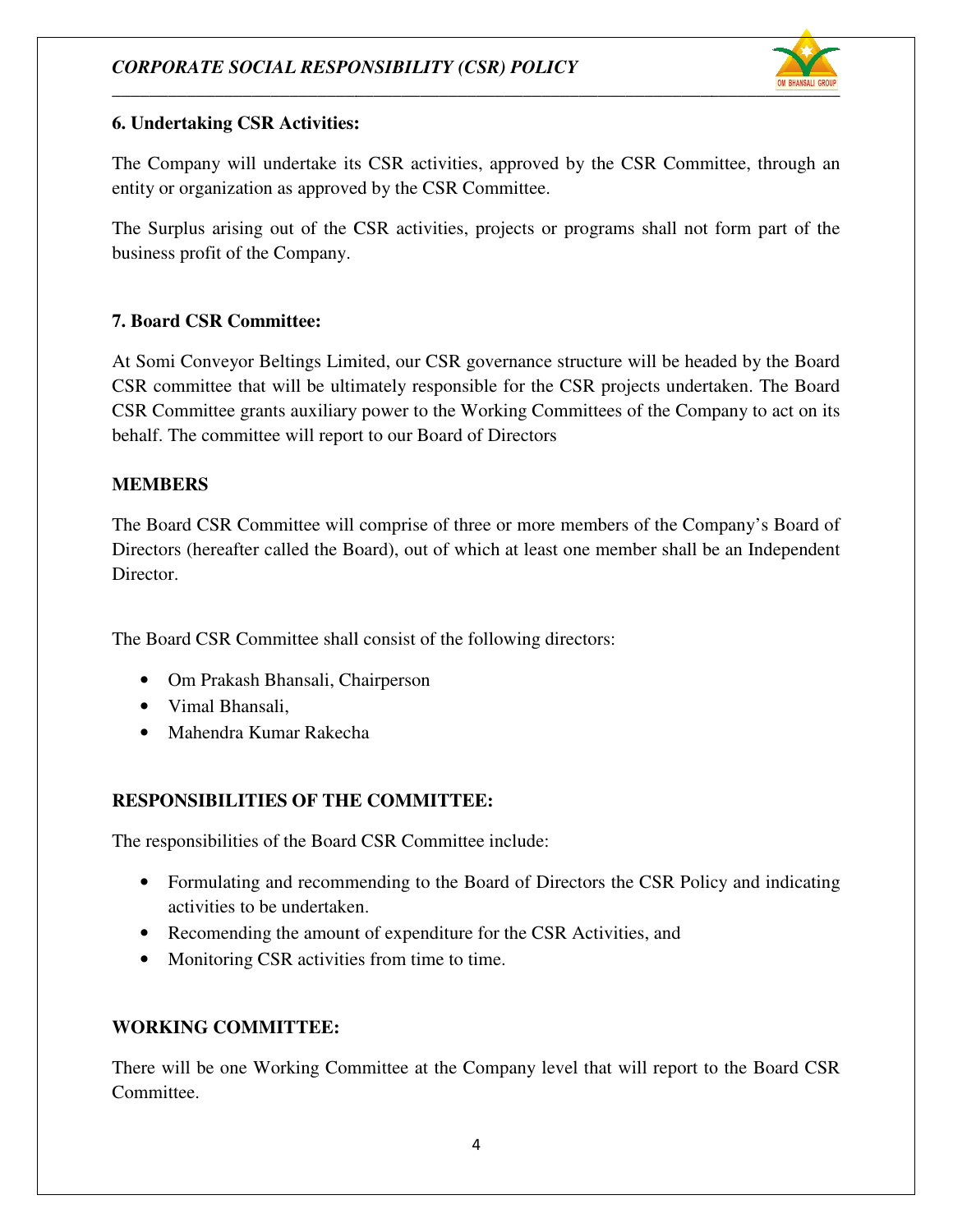### 6. Undertaking CSR Activities:

The Company will undertake its CSR activities, approved by the CSR Committee, through an entity or organization as approved by the CSR Committee.

The Surplus arising out of the CSR activities, projects or programs shall not form part of the business profit of the Company.

### 7. Board CSR Committee:

At Somi Conveyor Beltings Limited, our CSR governance structure will be headed by the Board CSR committee that will be ultimately responsible for the CSR projects undertaken. The Board CSR Committee grants auxiliary power to the Working Committees of the Company to act on its behalf. The committee will report to our Board of Directors

**MEMBERS**

The Board CSR Committee will comprise of three or more members of the Company's Board of Directors (hereafter called the Board), out of which at least one member shall be an Independent Director.

The Board CSR Committee shall consist of the following directors:

- Om Prakash Bhansali, Chairperson
- Vimal Bhansali,
- Mahendra Kumar Rakecha

**RESPONSIBILITIES OF THE COMMITTEE:**

The responsibilities of the Board CSR Committee include:

- Formulating and recommending to the Board of Directors the CSR Policy and indicating activities to be undertaken.
- Recomending the amount of expenditure for the CSR Activities, and
- Monitoring CSR activities from time to time.

**WORKING COMMITTEE:**

There will be one Working Committee at the Company level that will report to the Board CSR Committee.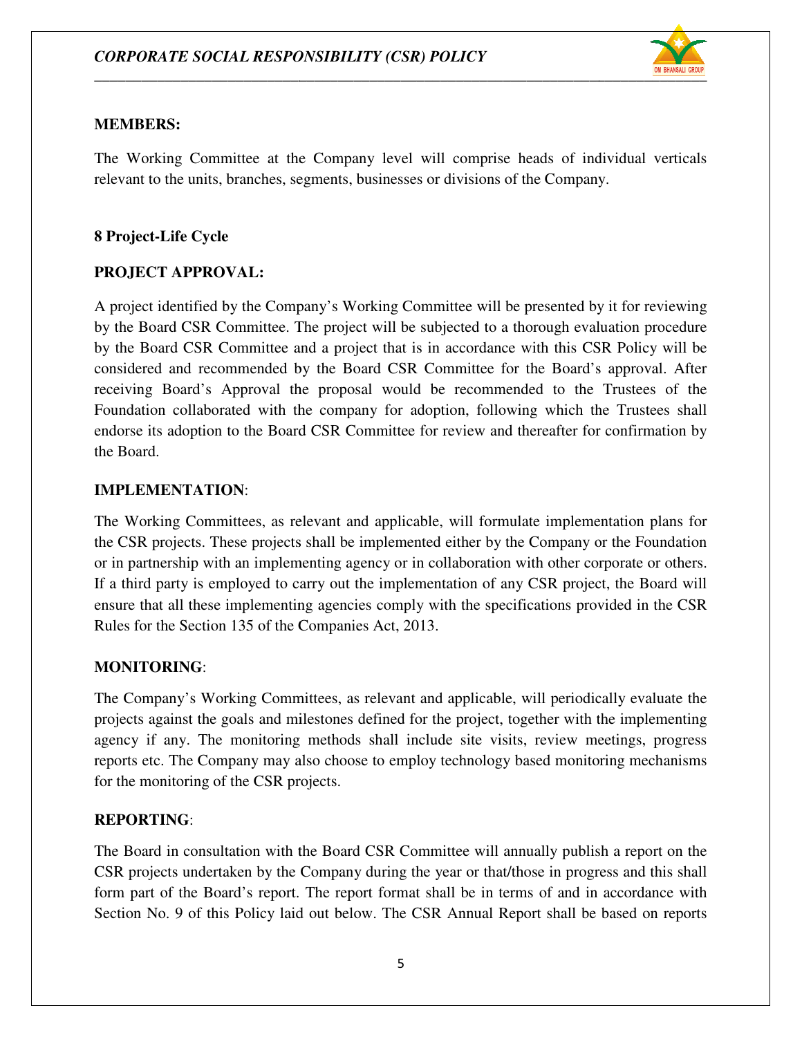**MEMBERS:**

The Working Committee at the Company level will comprise heads of individual verticals relevant to the units, branches, segments, businesses or divisions of the Company.

## 8 Project-Life Cycle

**PROJECT APPROVAL:**

A project identified by the Company's Working Committee will be presented by it for reviewing by the Board CSR Committee. The project will be subjected to a thorough evaluation procedure by the Board CSR Committee and a project that is in accordance with this CSR Policy will be considered and recommended by the Board CSR Committee for the Board's approval. After receiving Board's Approval the proposal would be recommended to the Trustees of the Foundation collaborated with the company for adoption, following which the Trustees shall endorse its adoption to the Board CSR Committee for review and thereafter for confirmation by the Board.

**IMPLEMENTATION**:

The Working Committees, as relevant and applicable, will formulate implementation plans for the CSR projects. These projects shall be implemented either by the Company or the Foundation or in partnership with an implementing agency or in collaboration with other corporate or others. If a third party is employed to carry out the implementation of any CSR project, the Board will ensure that all these implementing agencies comply with the specifications provided in the CSR Rules for the Section 135 of the Companies Act, 2013.

**MONITORING**:

The Company's Working Committees, as relevant and applicable, will periodically evaluate the projects against the goals and milestones defined for the project, together with the implementing agency if any. The monitoring methods shall include site visits, review meetings, progress reports etc. The Company may also choose to employ technology based monitoring mechanisms for the monitoring of the CSR projects.

**REPORTING**:

The Board in consultation with the Board CSR Committee will annually publish a report on the CSR projects undertaken by the Company during the year or that/those in progress and this shall form part of the Board's report. The report format shall be in terms of and in accordance with Section No. 9 of this Policy laid out below. The CSR Annual Report shall be based on reports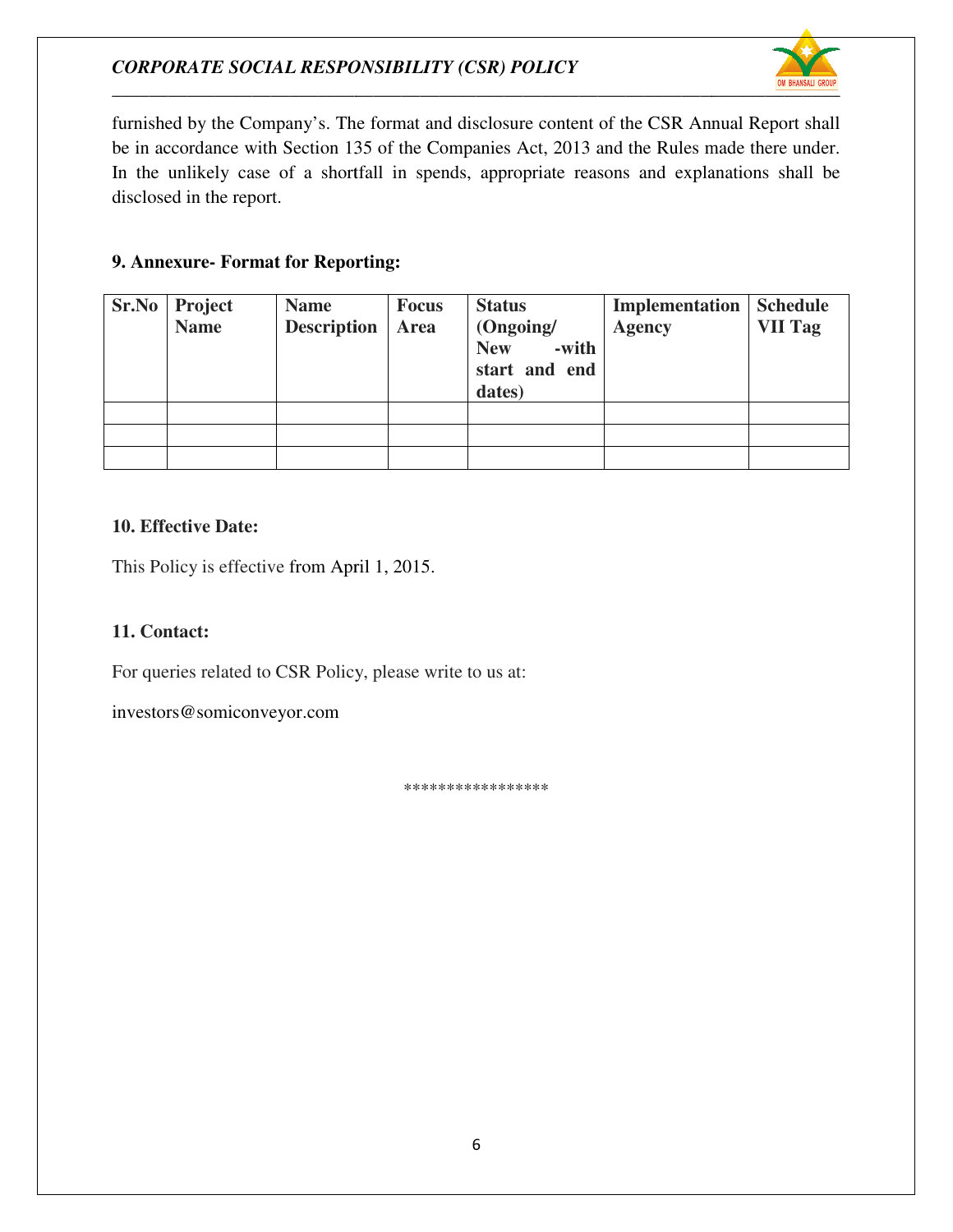furnished by the Company's. The format and disclosure content of the CSR Annual Report shall be in accordance with Section 135 of the Companies Act, 2013 and the Rules made there under. In the unlikely case of a shortfall in spends, appropriate reasons and explanations shall be disclosed in the report.

**9. Annexure- Format for Reporting:**

| Sr.No | Project Name | Name Description | Focus Area | Status (Ongoing/ New -with start and end dates) | Implementation Agency | Schedule VII Tag |
|---|---|---|---|---|---|---|
| | | | | | | |
| | | | | | | |
| | | | | | | |

**10. Effective Date:**

This Policy is effective from April 1, 2015.

**11. Contact:**

For queries related to CSR Policy, please write to us at:

investors@somiconveyor.com

****************